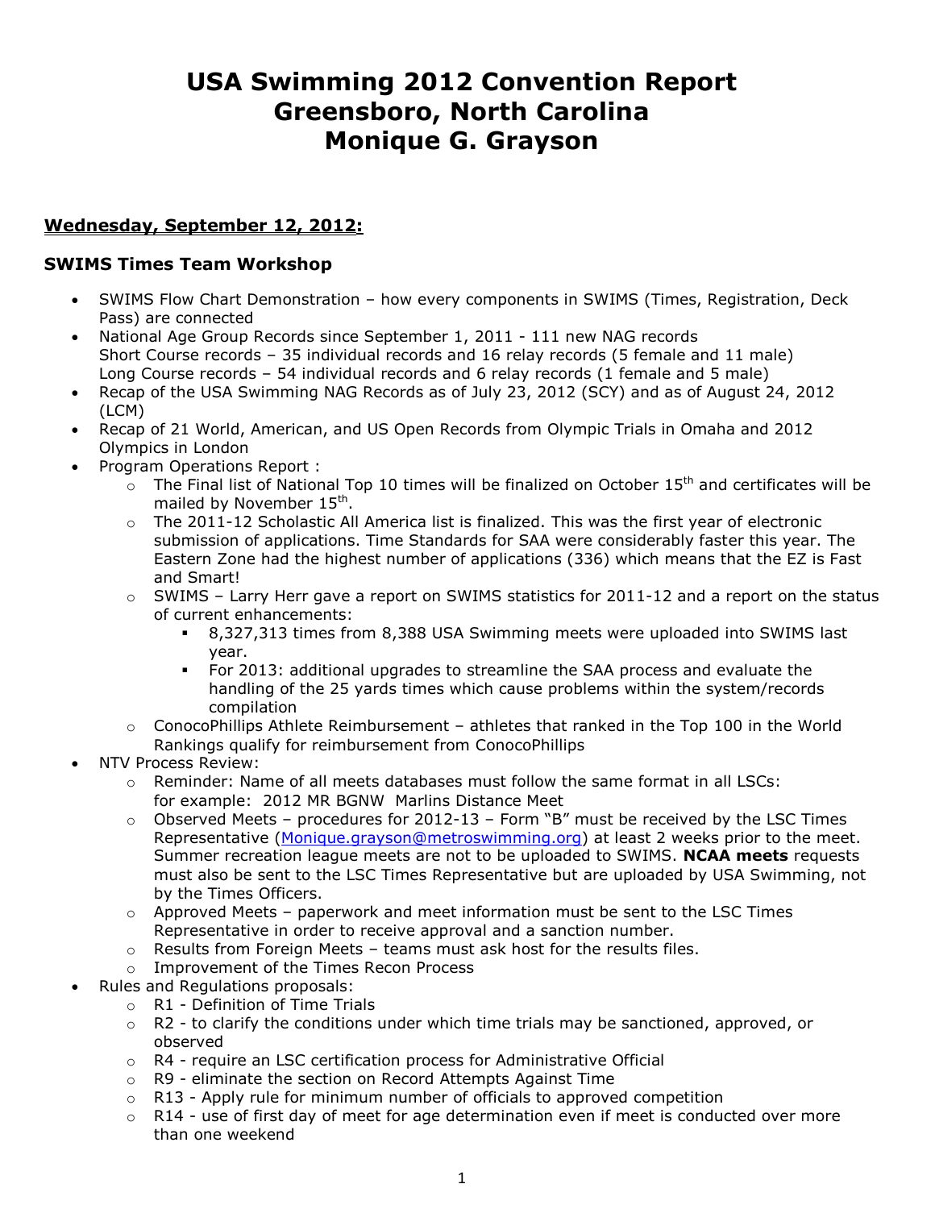# USA Swimming 2012 Convention Report
# Greensboro, North Carolina
# Monique G. Grayson

## Wednesday, September 12, 2012:

### SWIMS Times Team Workshop

- SWIMS Flow Chart Demonstration – how every components in SWIMS (Times, Registration, Deck Pass) are connected
- National Age Group Records since September 1, 2011 - 111 new NAG records
  Short Course records – 35 individual records and 16 relay records (5 female and 11 male)
  Long Course records – 54 individual records and 6 relay records (1 female and 5 male)
- Recap of the USA Swimming NAG Records as of July 23, 2012 (SCY) and as of August 24, 2012 (LCM)
- Recap of 21 World, American, and US Open Records from Olympic Trials in Omaha and 2012 Olympics in London
- Program Operations Report :
  - The Final list of National Top 10 times will be finalized on October 15th and certificates will be mailed by November 15th.
  - The 2011-12 Scholastic All America list is finalized. This was the first year of electronic submission of applications. Time Standards for SAA were considerably faster this year. The Eastern Zone had the highest number of applications (336) which means that the EZ is Fast and Smart!
  - SWIMS – Larry Herr gave a report on SWIMS statistics for 2011-12 and a report on the status of current enhancements:
    - 8,327,313 times from 8,388 USA Swimming meets were uploaded into SWIMS last year.
    - For 2013: additional upgrades to streamline the SAA process and evaluate the handling of the 25 yards times which cause problems within the system/records compilation
  - ConocoPhillips Athlete Reimbursement – athletes that ranked in the Top 100 in the World Rankings qualify for reimbursement from ConocoPhillips
- NTV Process Review:
  - Reminder: Name of all meets databases must follow the same format in all LSCs: for example: 2012 MR BGNW Marlins Distance Meet
  - Observed Meets – procedures for 2012-13 – Form "B" must be received by the LSC Times Representative (Monique.grayson@metroswimming.org) at least 2 weeks prior to the meet. Summer recreation league meets are not to be uploaded to SWIMS. **NCAA meets** requests must also be sent to the LSC Times Representative but are uploaded by USA Swimming, not by the Times Officers.
  - Approved Meets – paperwork and meet information must be sent to the LSC Times Representative in order to receive approval and a sanction number.
  - Results from Foreign Meets – teams must ask host for the results files.
  - Improvement of the Times Recon Process
- Rules and Regulations proposals:
  - R1 - Definition of Time Trials
  - R2 - to clarify the conditions under which time trials may be sanctioned, approved, or observed
  - R4 - require an LSC certification process for Administrative Official
  - R9 - eliminate the section on Record Attempts Against Time
  - R13 - Apply rule for minimum number of officials to approved competition
  - R14 - use of first day of meet for age determination even if meet is conducted over more than one weekend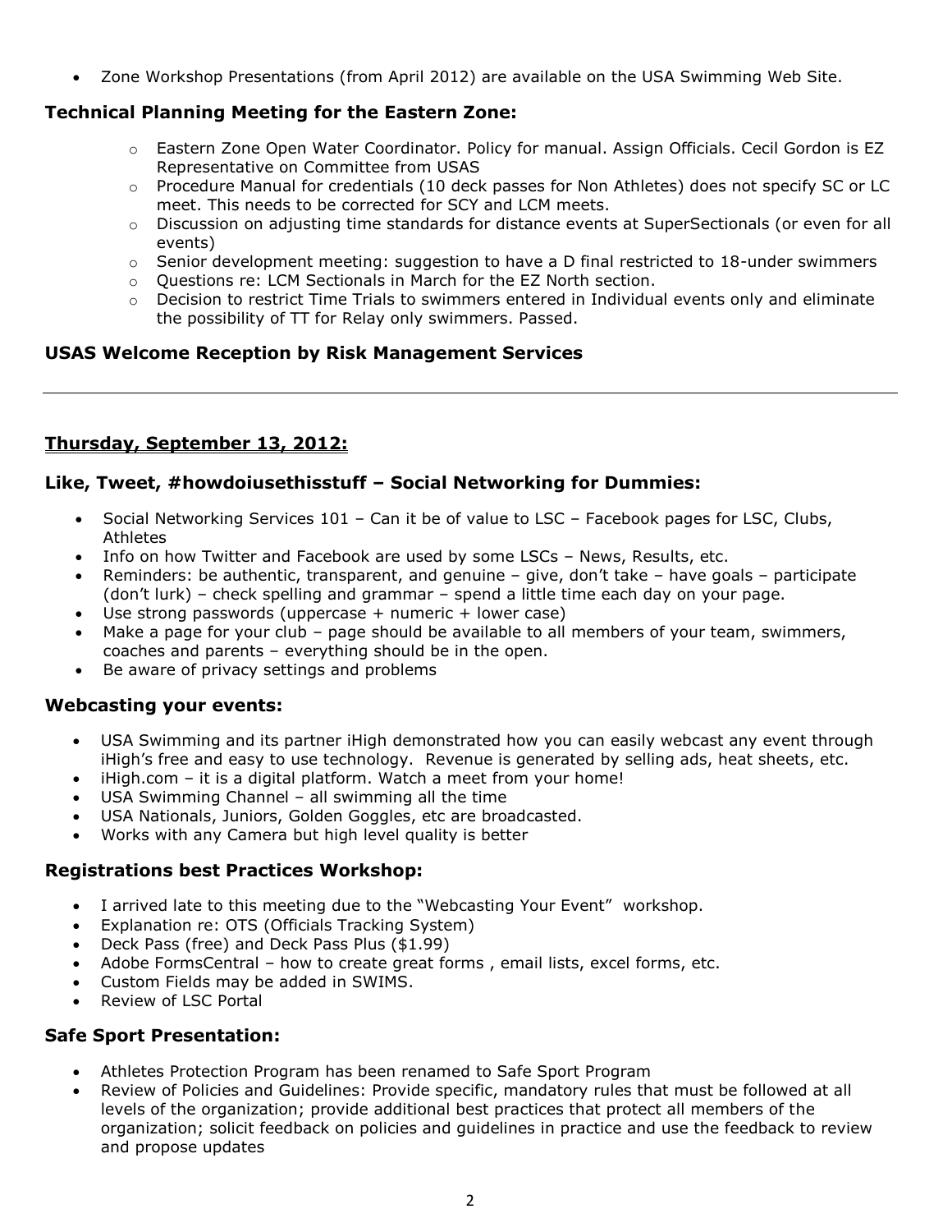- Zone Workshop Presentations (from April 2012) are available on the USA Swimming Web Site.

### Technical Planning Meeting for the Eastern Zone:

- Eastern Zone Open Water Coordinator. Policy for manual. Assign Officials. Cecil Gordon is EZ Representative on Committee from USAS
- Procedure Manual for credentials (10 deck passes for Non Athletes) does not specify SC or LC meet. This needs to be corrected for SCY and LCM meets.
- Discussion on adjusting time standards for distance events at SuperSectionals (or even for all events)
- Senior development meeting: suggestion to have a D final restricted to 18-under swimmers
- Questions re: LCM Sectionals in March for the EZ North section.
- Decision to restrict Time Trials to swimmers entered in Individual events only and eliminate the possibility of TT for Relay only swimmers. Passed.

### USAS Welcome Reception by Risk Management Services

---

## Thursday, September 13, 2012:

### Like, Tweet, #howdoiusethisstuff – Social Networking for Dummies:

- Social Networking Services 101 – Can it be of value to LSC – Facebook pages for LSC, Clubs, Athletes
- Info on how Twitter and Facebook are used by some LSCs – News, Results, etc.
- Reminders: be authentic, transparent, and genuine – give, don't take – have goals – participate (don't lurk) – check spelling and grammar – spend a little time each day on your page.
- Use strong passwords (uppercase + numeric + lower case)
- Make a page for your club – page should be available to all members of your team, swimmers, coaches and parents – everything should be in the open.
- Be aware of privacy settings and problems

### Webcasting your events:

- USA Swimming and its partner iHigh demonstrated how you can easily webcast any event through iHigh's free and easy to use technology. Revenue is generated by selling ads, heat sheets, etc.
- iHigh.com – it is a digital platform. Watch a meet from your home!
- USA Swimming Channel – all swimming all the time
- USA Nationals, Juniors, Golden Goggles, etc are broadcasted.
- Works with any Camera but high level quality is better

### Registrations best Practices Workshop:

- I arrived late to this meeting due to the "Webcasting Your Event" workshop.
- Explanation re: OTS (Officials Tracking System)
- Deck Pass (free) and Deck Pass Plus ($1.99)
- Adobe FormsCentral – how to create great forms , email lists, excel forms, etc.
- Custom Fields may be added in SWIMS.
- Review of LSC Portal

### Safe Sport Presentation:

- Athletes Protection Program has been renamed to Safe Sport Program
- Review of Policies and Guidelines: Provide specific, mandatory rules that must be followed at all levels of the organization; provide additional best practices that protect all members of the organization; solicit feedback on policies and guidelines in practice and use the feedback to review and propose updates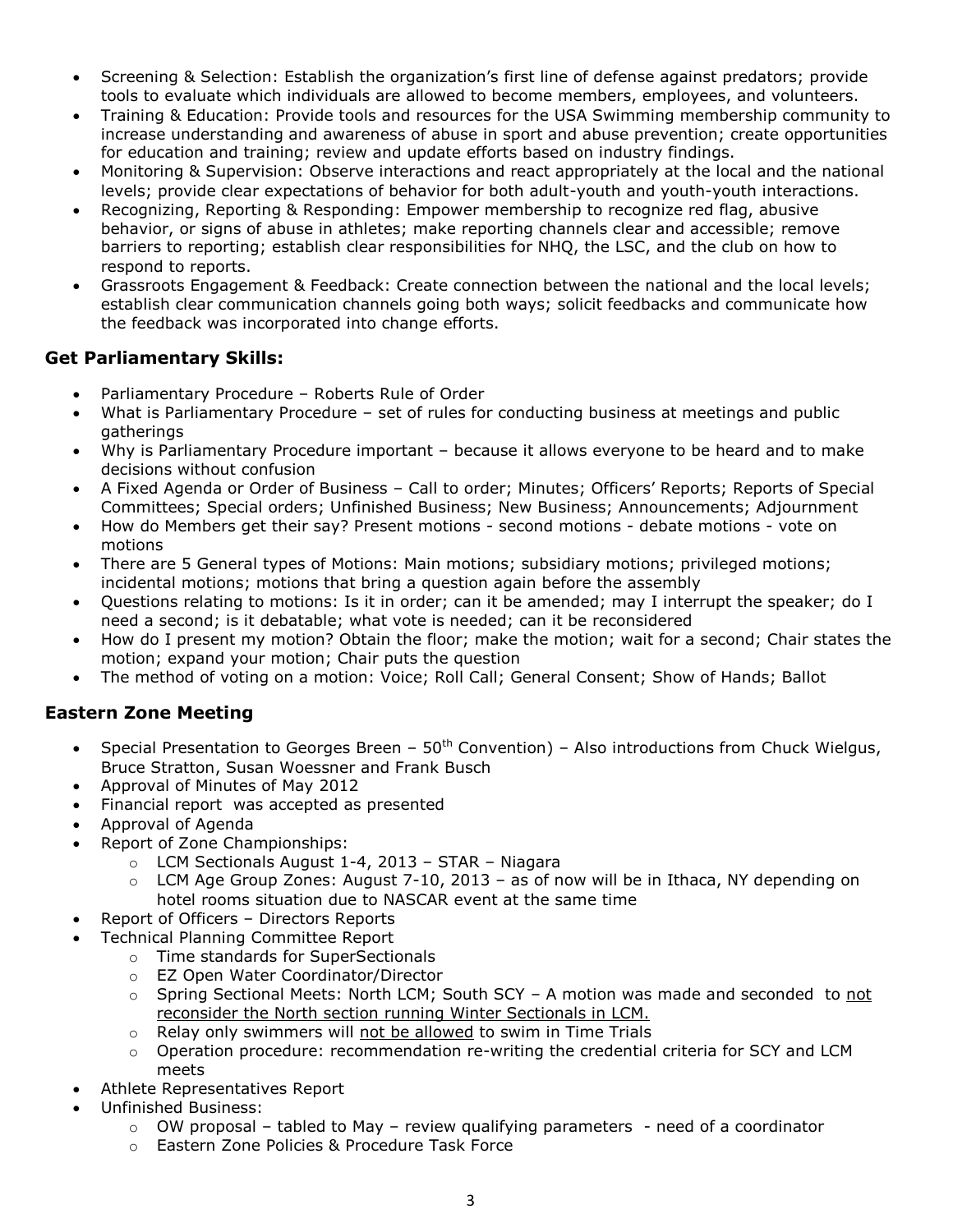- Screening & Selection: Establish the organization's first line of defense against predators; provide tools to evaluate which individuals are allowed to become members, employees, and volunteers.
- Training & Education: Provide tools and resources for the USA Swimming membership community to increase understanding and awareness of abuse in sport and abuse prevention; create opportunities for education and training; review and update efforts based on industry findings.
- Monitoring & Supervision: Observe interactions and react appropriately at the local and the national levels; provide clear expectations of behavior for both adult-youth and youth-youth interactions.
- Recognizing, Reporting & Responding: Empower membership to recognize red flag, abusive behavior, or signs of abuse in athletes; make reporting channels clear and accessible; remove barriers to reporting; establish clear responsibilities for NHQ, the LSC, and the club on how to respond to reports.
- Grassroots Engagement & Feedback: Create connection between the national and the local levels; establish clear communication channels going both ways; solicit feedbacks and communicate how the feedback was incorporated into change efforts.

## Get Parliamentary Skills:

- Parliamentary Procedure – Roberts Rule of Order
- What is Parliamentary Procedure – set of rules for conducting business at meetings and public gatherings
- Why is Parliamentary Procedure important – because it allows everyone to be heard and to make decisions without confusion
- A Fixed Agenda or Order of Business – Call to order; Minutes; Officers' Reports; Reports of Special Committees; Special orders; Unfinished Business; New Business; Announcements; Adjournment
- How do Members get their say? Present motions - second motions - debate motions - vote on motions
- There are 5 General types of Motions: Main motions; subsidiary motions; privileged motions; incidental motions; motions that bring a question again before the assembly
- Questions relating to motions: Is it in order; can it be amended; may I interrupt the speaker; do I need a second; is it debatable; what vote is needed; can it be reconsidered
- How do I present my motion? Obtain the floor; make the motion; wait for a second; Chair states the motion; expand your motion; Chair puts the question
- The method of voting on a motion: Voice; Roll Call; General Consent; Show of Hands; Ballot

## Eastern Zone Meeting

- Special Presentation to Georges Breen – 50th Convention) – Also introductions from Chuck Wielgus, Bruce Stratton, Susan Woessner and Frank Busch
- Approval of Minutes of May 2012
- Financial report was accepted as presented
- Approval of Agenda
- Report of Zone Championships:
  - LCM Sectionals August 1-4, 2013 – STAR – Niagara
  - LCM Age Group Zones: August 7-10, 2013 – as of now will be in Ithaca, NY depending on hotel rooms situation due to NASCAR event at the same time
- Report of Officers – Directors Reports
- Technical Planning Committee Report
  - Time standards for SuperSectionals
  - EZ Open Water Coordinator/Director
  - Spring Sectional Meets: North LCM; South SCY – A motion was made and seconded to <u>not reconsider the North section running Winter Sectionals in LCM.</u>
  - Relay only swimmers will <u>not be allowed</u> to swim in Time Trials
  - Operation procedure: recommendation re-writing the credential criteria for SCY and LCM meets
- Athlete Representatives Report
- Unfinished Business:
  - OW proposal – tabled to May – review qualifying parameters - need of a coordinator
  - Eastern Zone Policies & Procedure Task Force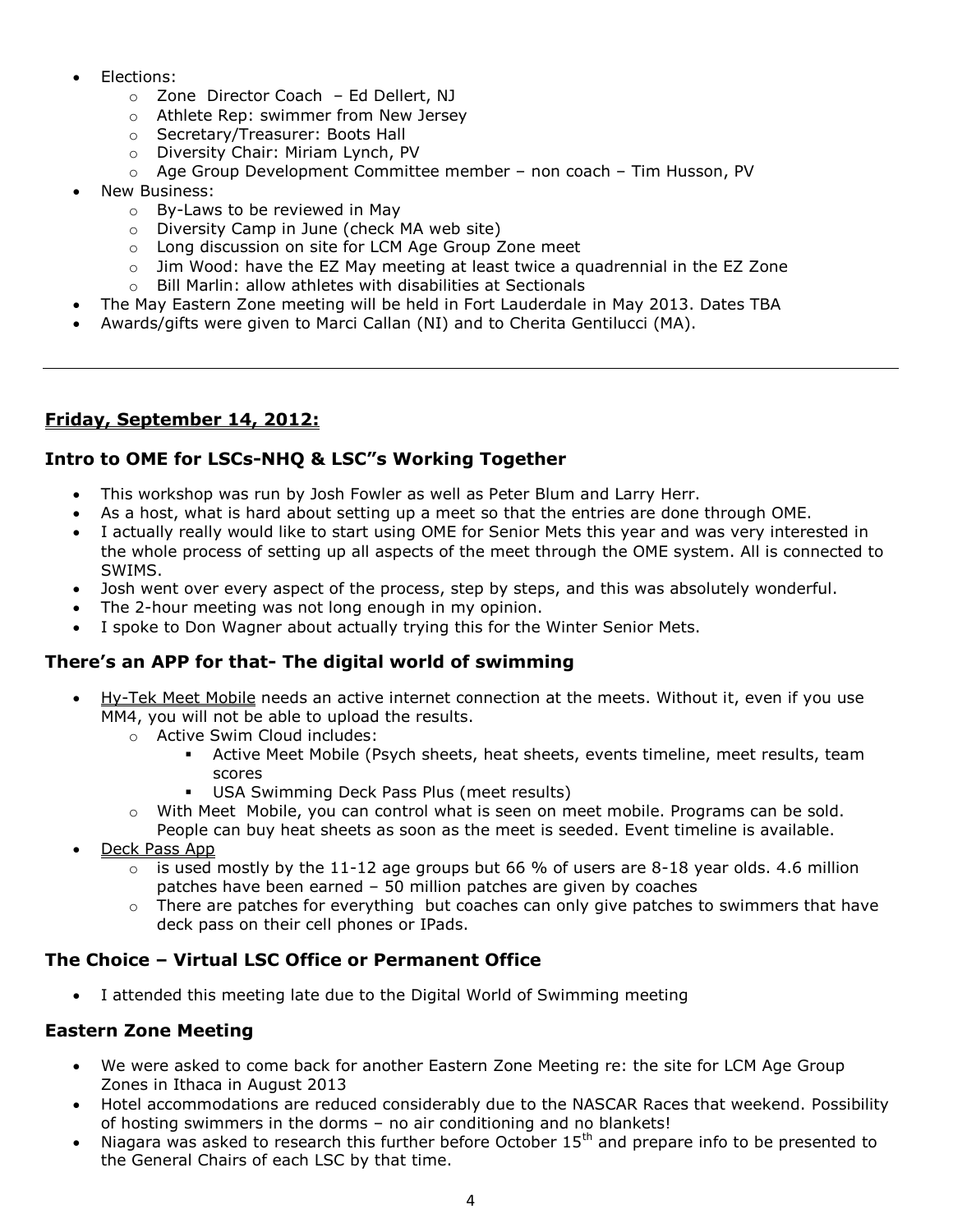- Elections:
  - Zone Director Coach – Ed Dellert, NJ
  - Athlete Rep: swimmer from New Jersey
  - Secretary/Treasurer: Boots Hall
  - Diversity Chair: Miriam Lynch, PV
  - Age Group Development Committee member – non coach – Tim Husson, PV
- New Business:
  - By-Laws to be reviewed in May
  - Diversity Camp in June (check MA web site)
  - Long discussion on site for LCM Age Group Zone meet
  - Jim Wood: have the EZ May meeting at least twice a quadrennial in the EZ Zone
  - Bill Marlin: allow athletes with disabilities at Sectionals
- The May Eastern Zone meeting will be held in Fort Lauderdale in May 2013. Dates TBA
- Awards/gifts were given to Marci Callan (NI) and to Cherita Gentilucci (MA).

---

## Friday, September 14, 2012:

### Intro to OME for LSCs-NHQ & LSC"s Working Together

- This workshop was run by Josh Fowler as well as Peter Blum and Larry Herr.
- As a host, what is hard about setting up a meet so that the entries are done through OME.
- I actually really would like to start using OME for Senior Mets this year and was very interested in the whole process of setting up all aspects of the meet through the OME system. All is connected to SWIMS.
- Josh went over every aspect of the process, step by steps, and this was absolutely wonderful.
- The 2-hour meeting was not long enough in my opinion.
- I spoke to Don Wagner about actually trying this for the Winter Senior Mets.

### There's an APP for that- The digital world of swimming

- Hy-Tek Meet Mobile needs an active internet connection at the meets. Without it, even if you use MM4, you will not be able to upload the results.
  - Active Swim Cloud includes:
    - Active Meet Mobile (Psych sheets, heat sheets, events timeline, meet results, team scores
    - USA Swimming Deck Pass Plus (meet results)
  - With Meet Mobile, you can control what is seen on meet mobile. Programs can be sold. People can buy heat sheets as soon as the meet is seeded. Event timeline is available.
- Deck Pass App
  - is used mostly by the 11-12 age groups but 66 % of users are 8-18 year olds. 4.6 million patches have been earned – 50 million patches are given by coaches
  - There are patches for everything but coaches can only give patches to swimmers that have deck pass on their cell phones or IPads.

### The Choice – Virtual LSC Office or Permanent Office

- I attended this meeting late due to the Digital World of Swimming meeting

### Eastern Zone Meeting

- We were asked to come back for another Eastern Zone Meeting re: the site for LCM Age Group Zones in Ithaca in August 2013
- Hotel accommodations are reduced considerably due to the NASCAR Races that weekend. Possibility of hosting swimmers in the dorms – no air conditioning and no blankets!
- Niagara was asked to research this further before October 15th and prepare info to be presented to the General Chairs of each LSC by that time.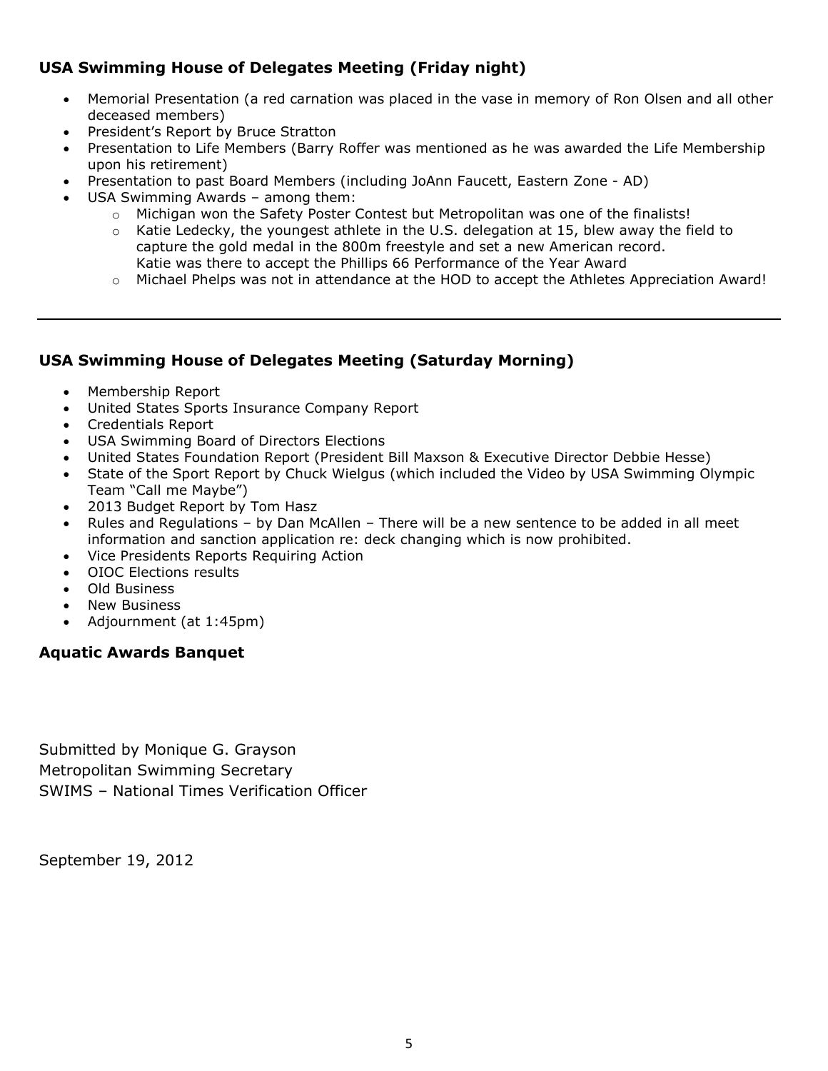### **USA Swimming House of Delegates Meeting (Friday night)**

- Memorial Presentation (a red carnation was placed in the vase in memory of Ron Olsen and all other deceased members)
- President's Report by Bruce Stratton
- Presentation to Life Members (Barry Roffer was mentioned as he was awarded the Life Membership upon his retirement)
- Presentation to past Board Members (including JoAnn Faucett, Eastern Zone - AD)
- USA Swimming Awards – among them:
  - Michigan won the Safety Poster Contest but Metropolitan was one of the finalists!
  - Katie Ledecky, the youngest athlete in the U.S. delegation at 15, blew away the field to capture the gold medal in the 800m freestyle and set a new American record. Katie was there to accept the Phillips 66 Performance of the Year Award
  - Michael Phelps was not in attendance at the HOD to accept the Athletes Appreciation Award!

---

### **USA Swimming House of Delegates Meeting (Saturday Morning)**

- Membership Report
- United States Sports Insurance Company Report
- Credentials Report
- USA Swimming Board of Directors Elections
- United States Foundation Report (President Bill Maxson & Executive Director Debbie Hesse)
- State of the Sport Report by Chuck Wielgus (which included the Video by USA Swimming Olympic Team "Call me Maybe")
- 2013 Budget Report by Tom Hasz
- Rules and Regulations – by Dan McAllen – There will be a new sentence to be added in all meet information and sanction application re: deck changing which is now prohibited.
- Vice Presidents Reports Requiring Action
- OIOC Elections results
- Old Business
- New Business
- Adjournment (at 1:45pm)

### **Aquatic Awards Banquet**

Submitted by Monique G. Grayson
Metropolitan Swimming Secretary
SWIMS – National Times Verification Officer

September 19, 2012